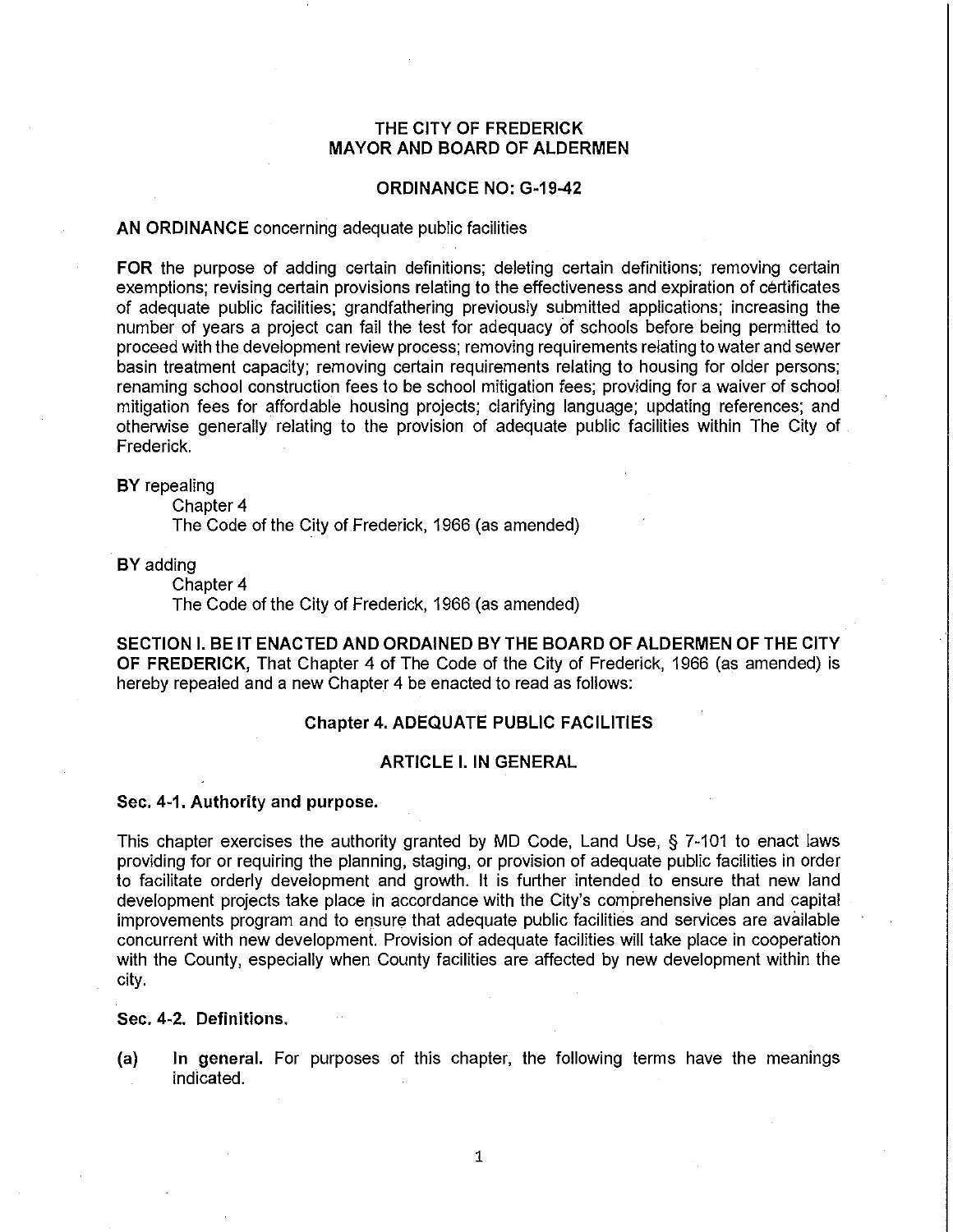# THE CITY OF FREDERICK
# MAYOR AND BOARD OF ALDERMEN

## ORDINANCE NO: G-19-42

**AN ORDINANCE** concerning adequate public facilities

**FOR** the purpose of adding certain definitions; deleting certain definitions; removing certain exemptions; revising certain provisions relating to the effectiveness and expiration of certificates of adequate public facilities; grandfathering previously submitted applications; increasing the number of years a project can fail the test for adequacy of schools before being permitted to proceed with the development review process; removing requirements relating to water and sewer basin treatment capacity; removing certain requirements relating to housing for older persons; renaming school construction fees to be school mitigation fees; providing for a waiver of school mitigation fees for affordable housing projects; clarifying language; updating references; and otherwise generally relating to the provision of adequate public facilities within The City of Frederick.

**BY** repealing
Chapter 4
The Code of the City of Frederick, 1966 (as amended)

**BY** adding
Chapter 4
The Code of the City of Frederick, 1966 (as amended)

**SECTION I. BE IT ENACTED AND ORDAINED BY THE BOARD OF ALDERMEN OF THE CITY OF FREDERICK,** That Chapter 4 of The Code of the City of Frederick, 1966 (as amended) is hereby repealed and a new Chapter 4 be enacted to read as follows:

## Chapter 4. ADEQUATE PUBLIC FACILITIES

### ARTICLE I. IN GENERAL

**Sec. 4-1. Authority and purpose.**

This chapter exercises the authority granted by MD Code, Land Use, § 7-101 to enact laws providing for or requiring the planning, staging, or provision of adequate public facilities in order to facilitate orderly development and growth. It is further intended to ensure that new land development projects take place in accordance with the City's comprehensive plan and capital improvements program and to ensure that adequate public facilities and services are available concurrent with new development. Provision of adequate facilities will take place in cooperation with the County, especially when County facilities are affected by new development within the city.

**Sec. 4-2. Definitions.**

(a) **In general.** For purposes of this chapter, the following terms have the meanings indicated.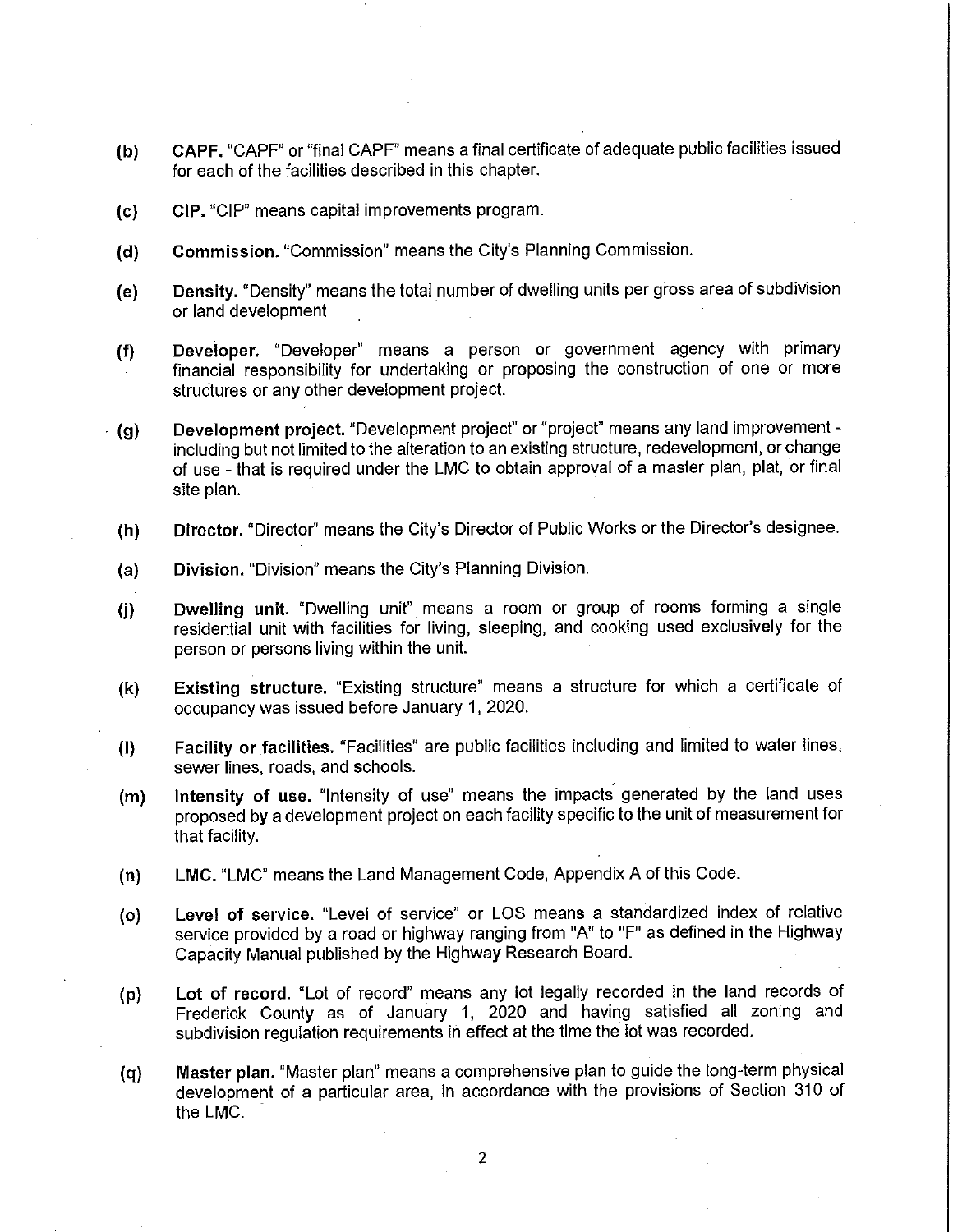**(b)** **CAPF.** "CAPF" or "final CAPF" means a final certificate of adequate public facilities issued for each of the facilities described in this chapter.

**(c)** **CIP.** "CIP" means capital improvements program.

**(d)** **Commission.** "Commission" means the City's Planning Commission.

**(e)** **Density.** "Density" means the total number of dwelling units per gross area of subdivision or land development

**(f)** **Developer.** "Developer" means a person or government agency with primary financial responsibility for undertaking or proposing the construction of one or more structures or any other development project.

**(g)** **Development project.** "Development project" or "project" means any land improvement - including but not limited to the alteration to an existing structure, redevelopment, or change of use - that is required under the LMC to obtain approval of a master plan, plat, or final site plan.

**(h)** **Director.** "Director" means the City's Director of Public Works or the Director's designee.

**(a)** **Division.** "Division" means the City's Planning Division.

**(j)** **Dwelling unit.** "Dwelling unit" means a room or group of rooms forming a single residential unit with facilities for living, sleeping, and cooking used exclusively for the person or persons living within the unit.

**(k)** **Existing structure.** "Existing structure" means a structure for which a certificate of occupancy was issued before January 1, 2020.

**(l)** **Facility or facilities.** "Facilities" are public facilities including and limited to water lines, sewer lines, roads, and schools.

**(m)** **Intensity of use.** "Intensity of use" means the impacts generated by the land uses proposed by a development project on each facility specific to the unit of measurement for that facility.

**(n)** **LMC.** "LMC" means the Land Management Code, Appendix A of this Code.

**(o)** **Level of service.** "Level of service" or LOS means a standardized index of relative service provided by a road or highway ranging from "A" to "F" as defined in the Highway Capacity Manual published by the Highway Research Board.

**(p)** **Lot of record.** "Lot of record" means any lot legally recorded in the land records of Frederick County as of January 1, 2020 and having satisfied all zoning and subdivision regulation requirements in effect at the time the lot was recorded.

**(q)** **Master plan.** "Master plan" means a comprehensive plan to guide the long-term physical development of a particular area, in accordance with the provisions of Section 310 of the LMC.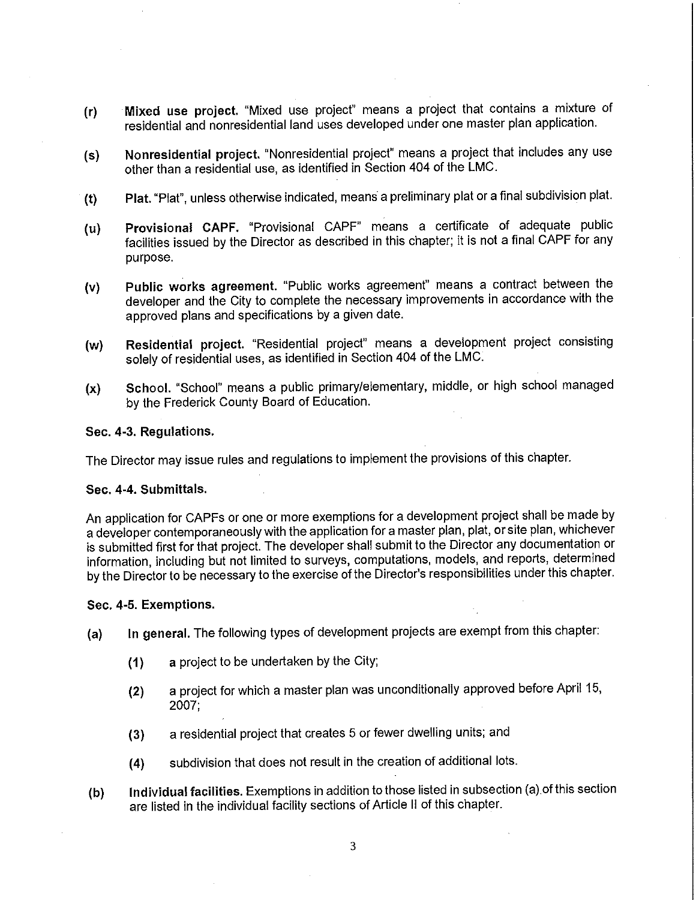(r) **Mixed use project.** "Mixed use project" means a project that contains a mixture of residential and nonresidential land uses developed under one master plan application.

(s) **Nonresidential project.** "Nonresidential project" means a project that includes any use other than a residential use, as identified in Section 404 of the LMC.

(t) **Plat.** "Plat", unless otherwise indicated, means a preliminary plat or a final subdivision plat.

(u) **Provisional CAPF.** "Provisional CAPF" means a certificate of adequate public facilities issued by the Director as described in this chapter; it is not a final CAPF for any purpose.

(v) **Public works agreement.** "Public works agreement" means a contract between the developer and the City to complete the necessary improvements in accordance with the approved plans and specifications by a given date.

(w) **Residential project.** "Residential project" means a development project consisting solely of residential uses, as identified in Section 404 of the LMC.

(x) **School.** "School" means a public primary/elementary, middle, or high school managed by the Frederick County Board of Education.

**Sec. 4-3. Regulations.**

The Director may issue rules and regulations to implement the provisions of this chapter.

**Sec. 4-4. Submittals.**

An application for CAPFs or one or more exemptions for a development project shall be made by a developer contemporaneously with the application for a master plan, plat, or site plan, whichever is submitted first for that project. The developer shall submit to the Director any documentation or information, including but not limited to surveys, computations, models, and reports, determined by the Director to be necessary to the exercise of the Director's responsibilities under this chapter.

**Sec. 4-5. Exemptions.**

(a) **In general.** The following types of development projects are exempt from this chapter:

(1) a project to be undertaken by the City;

(2) a project for which a master plan was unconditionally approved before April 15, 2007;

(3) a residential project that creates 5 or fewer dwelling units; and

(4) subdivision that does not result in the creation of additional lots.

(b) **Individual facilities.** Exemptions in addition to those listed in subsection (a) of this section are listed in the individual facility sections of Article II of this chapter.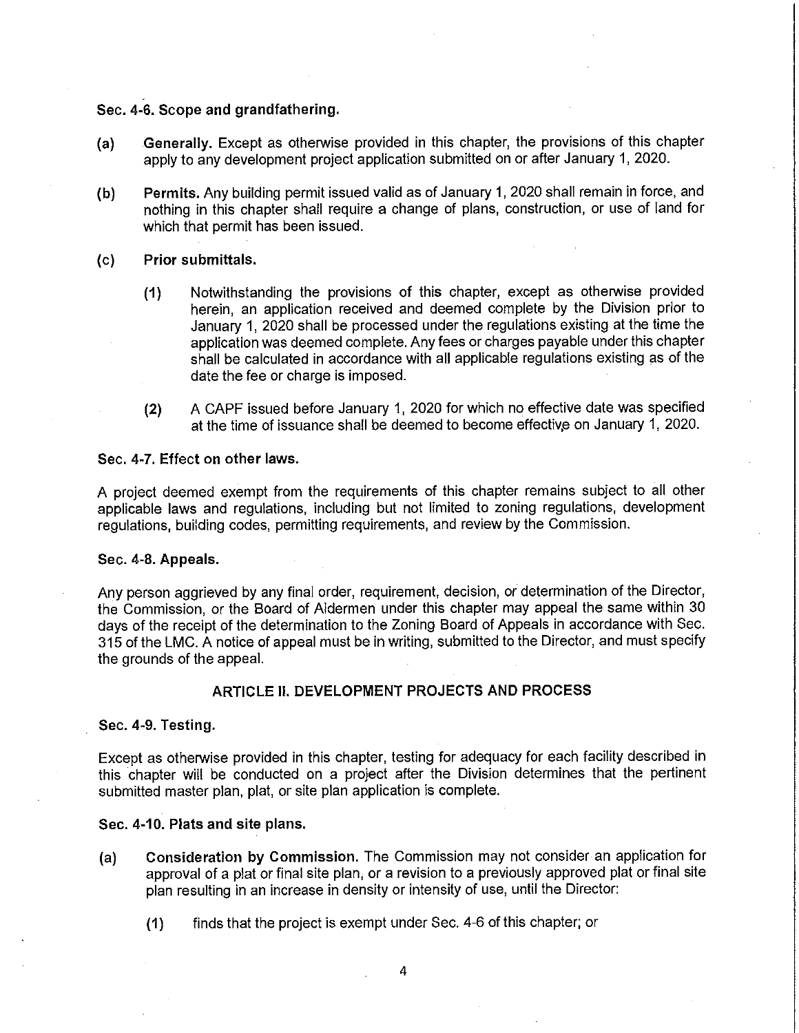### Sec. 4-6. Scope and grandfathering.

(a) **Generally.** Except as otherwise provided in this chapter, the provisions of this chapter apply to any development project application submitted on or after January 1, 2020.

(b) **Permits.** Any building permit issued valid as of January 1, 2020 shall remain in force, and nothing in this chapter shall require a change of plans, construction, or use of land for which that permit has been issued.

(c) **Prior submittals.**

(1) Notwithstanding the provisions of this chapter, except as otherwise provided herein, an application received and deemed complete by the Division prior to January 1, 2020 shall be processed under the regulations existing at the time the application was deemed complete. Any fees or charges payable under this chapter shall be calculated in accordance with all applicable regulations existing as of the date the fee or charge is imposed.

(2) A CAPF issued before January 1, 2020 for which no effective date was specified at the time of issuance shall be deemed to become effective on January 1, 2020.

### Sec. 4-7. Effect on other laws.

A project deemed exempt from the requirements of this chapter remains subject to all other applicable laws and regulations, including but not limited to zoning regulations, development regulations, building codes, permitting requirements, and review by the Commission.

### Sec. 4-8. Appeals.

Any person aggrieved by any final order, requirement, decision, or determination of the Director, the Commission, or the Board of Aldermen under this chapter may appeal the same within 30 days of the receipt of the determination to the Zoning Board of Appeals in accordance with Sec. 315 of the LMC. A notice of appeal must be in writing, submitted to the Director, and must specify the grounds of the appeal.

## ARTICLE II. DEVELOPMENT PROJECTS AND PROCESS

### Sec. 4-9. Testing.

Except as otherwise provided in this chapter, testing for adequacy for each facility described in this chapter will be conducted on a project after the Division determines that the pertinent submitted master plan, plat, or site plan application is complete.

### Sec. 4-10. Plats and site plans.

(a) **Consideration by Commission.** The Commission may not consider an application for approval of a plat or final site plan, or a revision to a previously approved plat or final site plan resulting in an increase in density or intensity of use, until the Director:

(1) finds that the project is exempt under Sec. 4-6 of this chapter; or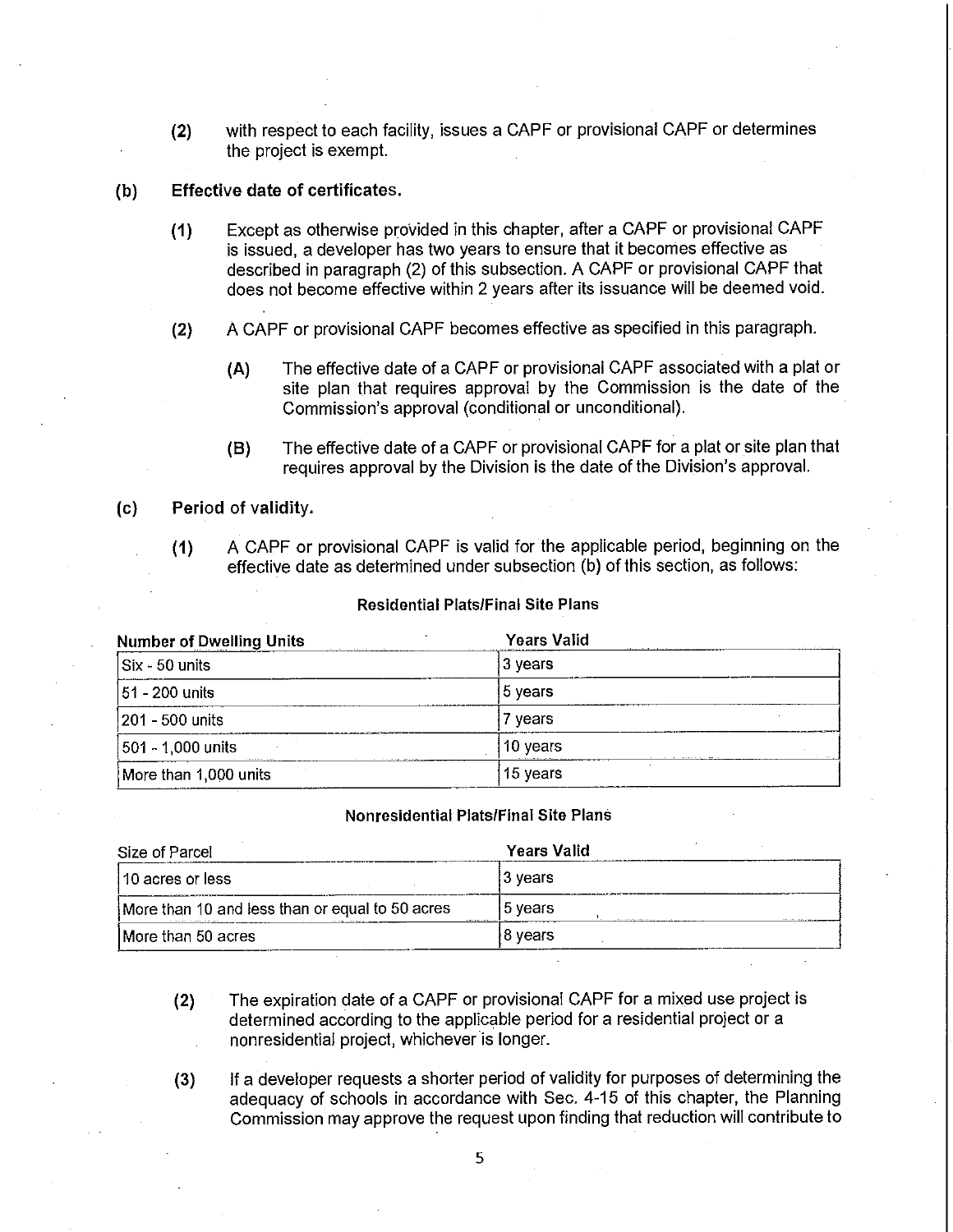(2) with respect to each facility, issues a CAPF or provisional CAPF or determines the project is exempt.

**(b) Effective date of certificates.**

(1) Except as otherwise provided in this chapter, after a CAPF or provisional CAPF is issued, a developer has two years to ensure that it becomes effective as described in paragraph (2) of this subsection. A CAPF or provisional CAPF that does not become effective within 2 years after its issuance will be deemed void.

(2) A CAPF or provisional CAPF becomes effective as specified in this paragraph.

(A) The effective date of a CAPF or provisional CAPF associated with a plat or site plan that requires approval by the Commission is the date of the Commission's approval (conditional or unconditional).

(B) The effective date of a CAPF or provisional CAPF for a plat or site plan that requires approval by the Division is the date of the Division's approval.

**(c) Period of validity.**

(1) A CAPF or provisional CAPF is valid for the applicable period, beginning on the effective date as determined under subsection (b) of this section, as follows:

**Residential Plats/Final Site Plans**

| Number of Dwelling Units | Years Valid |
|---|---|
| Six - 50 units | 3 years |
| 51 - 200 units | 5 years |
| 201 - 500 units | 7 years |
| 501 - 1,000 units | 10 years |
| More than 1,000 units | 15 years |

**Nonresidential Plats/Final Site Plans**

| Size of Parcel | Years Valid |
|---|---|
| 10 acres or less | 3 years |
| More than 10 and less than or equal to 50 acres | 5 years |
| More than 50 acres | 8 years |

(2) The expiration date of a CAPF or provisional CAPF for a mixed use project is determined according to the applicable period for a residential project or a nonresidential project, whichever is longer.

(3) If a developer requests a shorter period of validity for purposes of determining the adequacy of schools in accordance with Sec. 4-15 of this chapter, the Planning Commission may approve the request upon finding that reduction will contribute to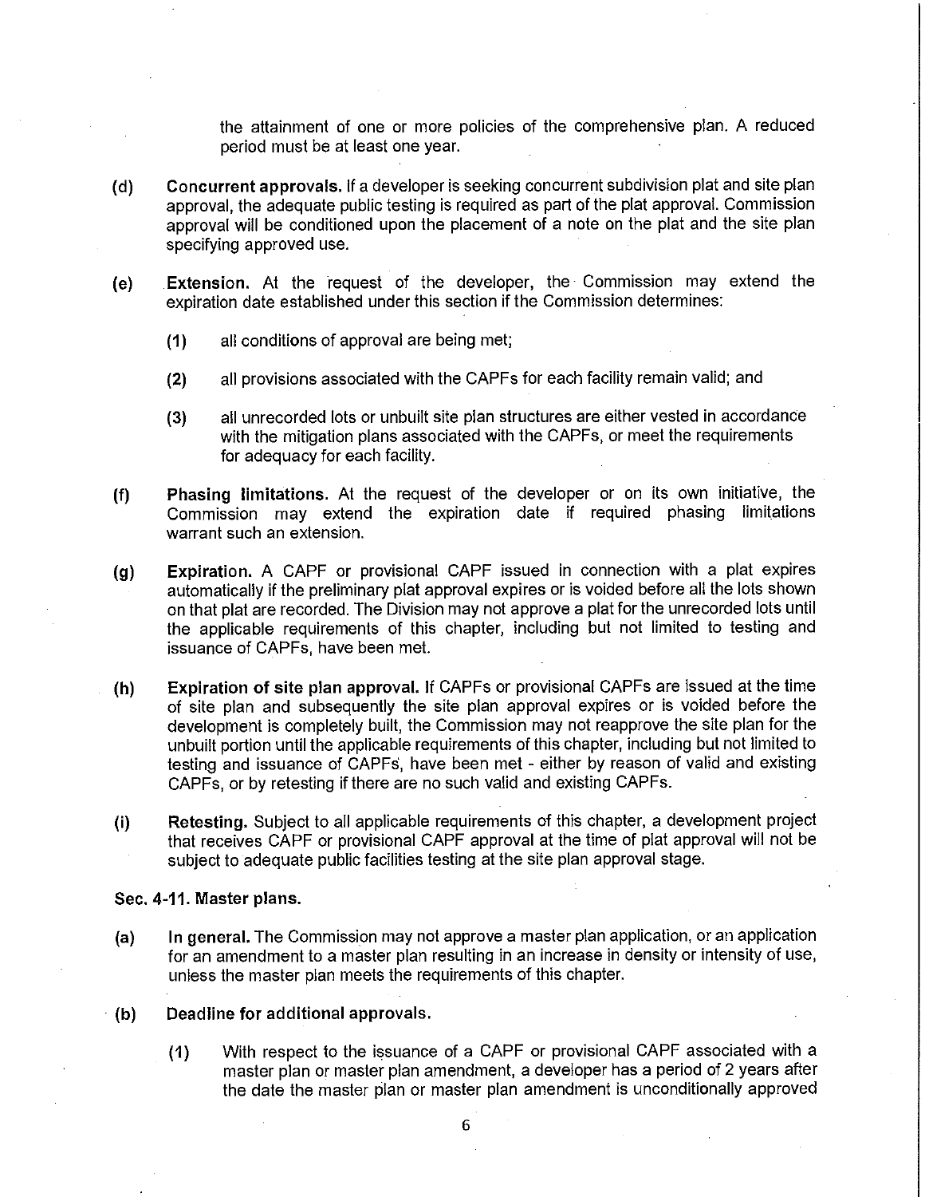the attainment of one or more policies of the comprehensive plan. A reduced period must be at least one year.

(d) **Concurrent approvals.** If a developer is seeking concurrent subdivision plat and site plan approval, the adequate public testing is required as part of the plat approval. Commission approval will be conditioned upon the placement of a note on the plat and the site plan specifying approved use.

(e) **Extension.** At the request of the developer, the Commission may extend the expiration date established under this section if the Commission determines:

> (1) all conditions of approval are being met;
>
> (2) all provisions associated with the CAPFs for each facility remain valid; and
>
> (3) all unrecorded lots or unbuilt site plan structures are either vested in accordance with the mitigation plans associated with the CAPFs, or meet the requirements for adequacy for each facility.

(f) **Phasing limitations.** At the request of the developer or on its own initiative, the Commission may extend the expiration date if required phasing limitations warrant such an extension.

(g) **Expiration.** A CAPF or provisional CAPF issued in connection with a plat expires automatically if the preliminary plat approval expires or is voided before all the lots shown on that plat are recorded. The Division may not approve a plat for the unrecorded lots until the applicable requirements of this chapter, including but not limited to testing and issuance of CAPFs, have been met.

(h) **Expiration of site plan approval.** If CAPFs or provisional CAPFs are issued at the time of site plan and subsequently the site plan approval expires or is voided before the development is completely built, the Commission may not reapprove the site plan for the unbuilt portion until the applicable requirements of this chapter, including but not limited to testing and issuance of CAPFs, have been met - either by reason of valid and existing CAPFs, or by retesting if there are no such valid and existing CAPFs.

(i) **Retesting.** Subject to all applicable requirements of this chapter, a development project that receives CAPF or provisional CAPF approval at the time of plat approval will not be subject to adequate public facilities testing at the site plan approval stage.

### Sec. 4-11. Master plans.

(a) **In general.** The Commission may not approve a master plan application, or an application for an amendment to a master plan resulting in an increase in density or intensity of use, unless the master plan meets the requirements of this chapter.

(b) **Deadline for additional approvals.**

> (1) With respect to the issuance of a CAPF or provisional CAPF associated with a master plan or master plan amendment, a developer has a period of 2 years after the date the master plan or master plan amendment is unconditionally approved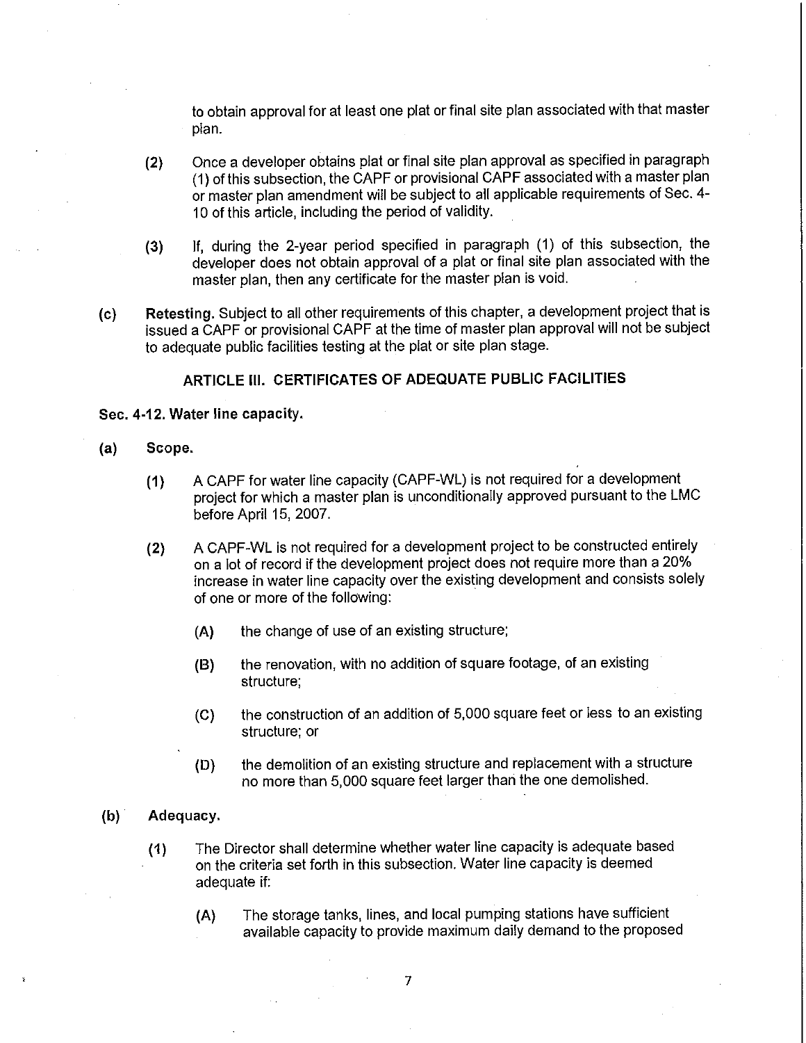to obtain approval for at least one plat or final site plan associated with that master plan.

(2) Once a developer obtains plat or final site plan approval as specified in paragraph (1) of this subsection, the CAPF or provisional CAPF associated with a master plan or master plan amendment will be subject to all applicable requirements of Sec. 4-10 of this article, including the period of validity.

(3) If, during the 2-year period specified in paragraph (1) of this subsection, the developer does not obtain approval of a plat or final site plan associated with the master plan, then any certificate for the master plan is void.

(c) **Retesting.** Subject to all other requirements of this chapter, a development project that is issued a CAPF or provisional CAPF at the time of master plan approval will not be subject to adequate public facilities testing at the plat or site plan stage.

## ARTICLE III. CERTIFICATES OF ADEQUATE PUBLIC FACILITIES

### Sec. 4-12. Water line capacity.

**(a) Scope.**

(1) A CAPF for water line capacity (CAPF-WL) is not required for a development project for which a master plan is unconditionally approved pursuant to the LMC before April 15, 2007.

(2) A CAPF-WL is not required for a development project to be constructed entirely on a lot of record if the development project does not require more than a 20% increase in water line capacity over the existing development and consists solely of one or more of the following:

(A) the change of use of an existing structure;

(B) the renovation, with no addition of square footage, of an existing structure;

(C) the construction of an addition of 5,000 square feet or less to an existing structure; or

(D) the demolition of an existing structure and replacement with a structure no more than 5,000 square feet larger than the one demolished.

**(b) Adequacy.**

(1) The Director shall determine whether water line capacity is adequate based on the criteria set forth in this subsection. Water line capacity is deemed adequate if:

(A) The storage tanks, lines, and local pumping stations have sufficient available capacity to provide maximum daily demand to the proposed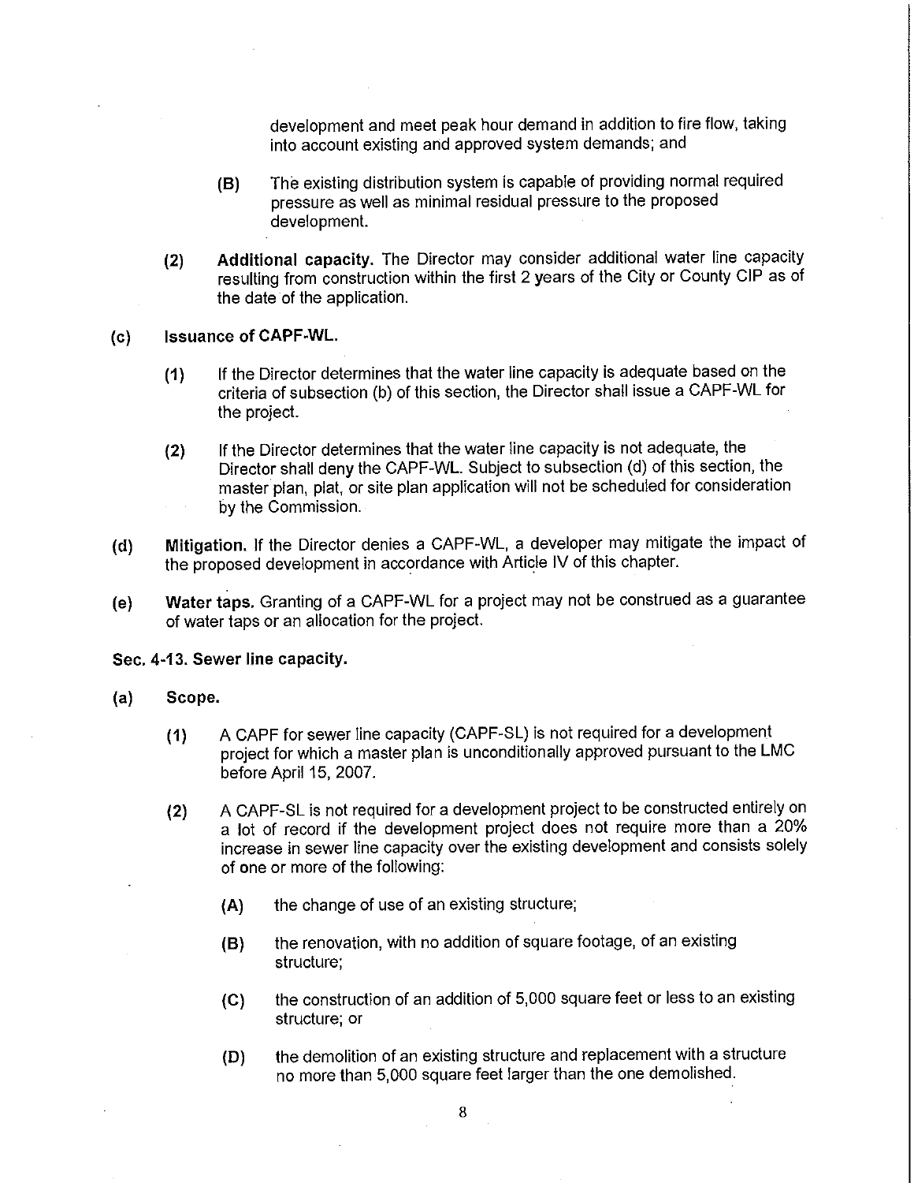development and meet peak hour demand in addition to fire flow, taking into account existing and approved system demands; and

(B) The existing distribution system is capable of providing normal required pressure as well as minimal residual pressure to the proposed development.

(2) **Additional capacity.** The Director may consider additional water line capacity resulting from construction within the first 2 years of the City or County CIP as of the date of the application.

**(c) Issuance of CAPF-WL.**

(1) If the Director determines that the water line capacity is adequate based on the criteria of subsection (b) of this section, the Director shall issue a CAPF-WL for the project.

(2) If the Director determines that the water line capacity is not adequate, the Director shall deny the CAPF-WL. Subject to subsection (d) of this section, the master plan, plat, or site plan application will not be scheduled for consideration by the Commission.

**(d) Mitigation.** If the Director denies a CAPF-WL, a developer may mitigate the impact of the proposed development in accordance with Article IV of this chapter.

**(e) Water taps.** Granting of a CAPF-WL for a project may not be construed as a guarantee of water taps or an allocation for the project.

**Sec. 4-13. Sewer line capacity.**

**(a) Scope.**

(1) A CAPF for sewer line capacity (CAPF-SL) is not required for a development project for which a master plan is unconditionally approved pursuant to the LMC before April 15, 2007.

(2) A CAPF-SL is not required for a development project to be constructed entirely on a lot of record if the development project does not require more than a 20% increase in sewer line capacity over the existing development and consists solely of one or more of the following:

(A) the change of use of an existing structure;

(B) the renovation, with no addition of square footage, of an existing structure;

(C) the construction of an addition of 5,000 square feet or less to an existing structure; or

(D) the demolition of an existing structure and replacement with a structure no more than 5,000 square feet larger than the one demolished.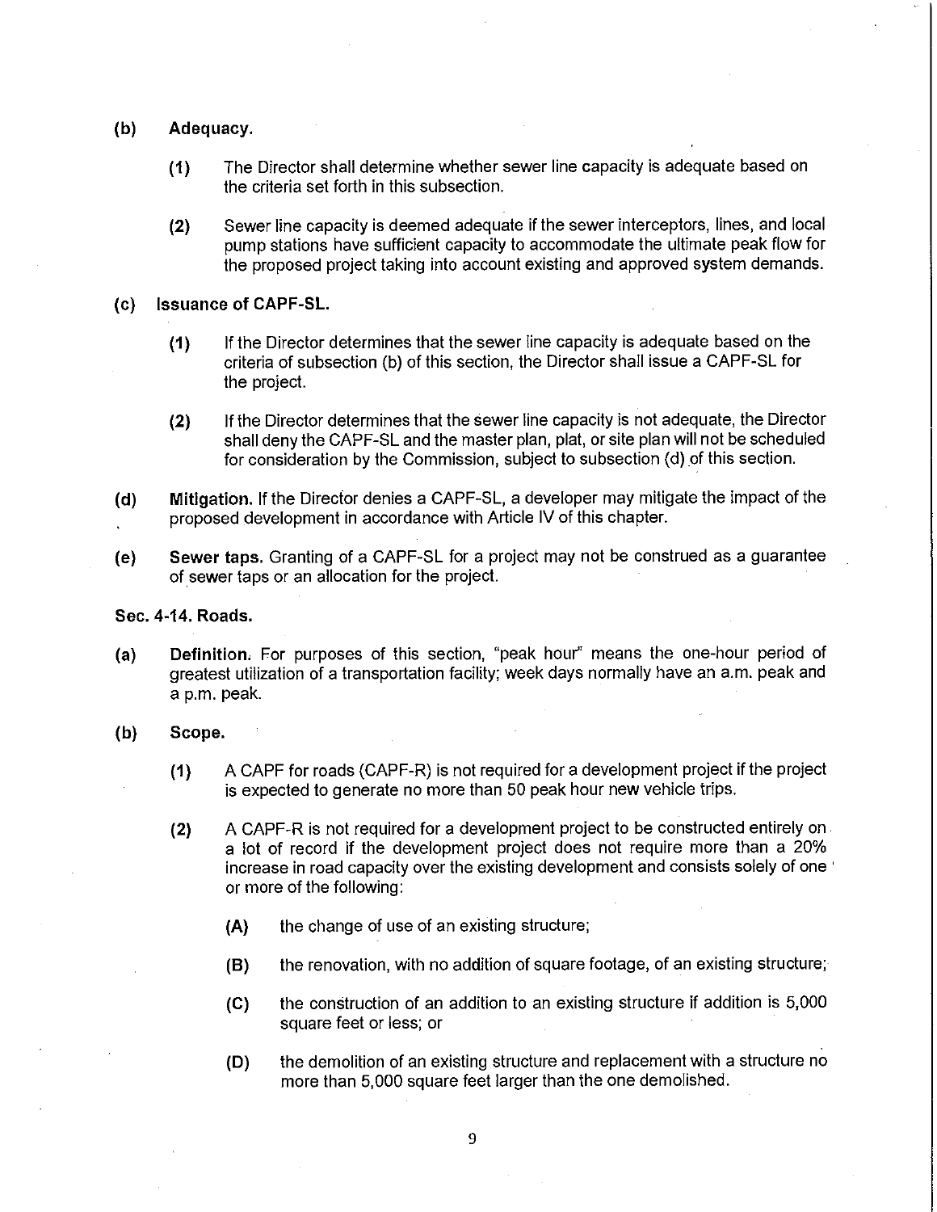**(b) Adequacy.**

> **(1)** The Director shall determine whether sewer line capacity is adequate based on the criteria set forth in this subsection.
>
> **(2)** Sewer line capacity is deemed adequate if the sewer interceptors, lines, and local pump stations have sufficient capacity to accommodate the ultimate peak flow for the proposed project taking into account existing and approved system demands.

**(c) Issuance of CAPF-SL.**

> **(1)** If the Director determines that the sewer line capacity is adequate based on the criteria of subsection (b) of this section, the Director shall issue a CAPF-SL for the project.
>
> **(2)** If the Director determines that the sewer line capacity is not adequate, the Director shall deny the CAPF-SL and the master plan, plat, or site plan will not be scheduled for consideration by the Commission, subject to subsection (d) of this section.

**(d) Mitigation.** If the Director denies a CAPF-SL, a developer may mitigate the impact of the proposed development in accordance with Article IV of this chapter.

**(e) Sewer taps.** Granting of a CAPF-SL for a project may not be construed as a guarantee of sewer taps or an allocation for the project.

**Sec. 4-14. Roads.**

**(a) Definition.** For purposes of this section, "peak hour" means the one-hour period of greatest utilization of a transportation facility; week days normally have an a.m. peak and a p.m. peak.

**(b) Scope.**

> **(1)** A CAPF for roads (CAPF-R) is not required for a development project if the project is expected to generate no more than 50 peak hour new vehicle trips.
>
> **(2)** A CAPF-R is not required for a development project to be constructed entirely on a lot of record if the development project does not require more than a 20% increase in road capacity over the existing development and consists solely of one or more of the following:
>
> > **(A)** the change of use of an existing structure;
> >
> > **(B)** the renovation, with no addition of square footage, of an existing structure;
> >
> > **(C)** the construction of an addition to an existing structure if addition is 5,000 square feet or less; or
> >
> > **(D)** the demolition of an existing structure and replacement with a structure no more than 5,000 square feet larger than the one demolished.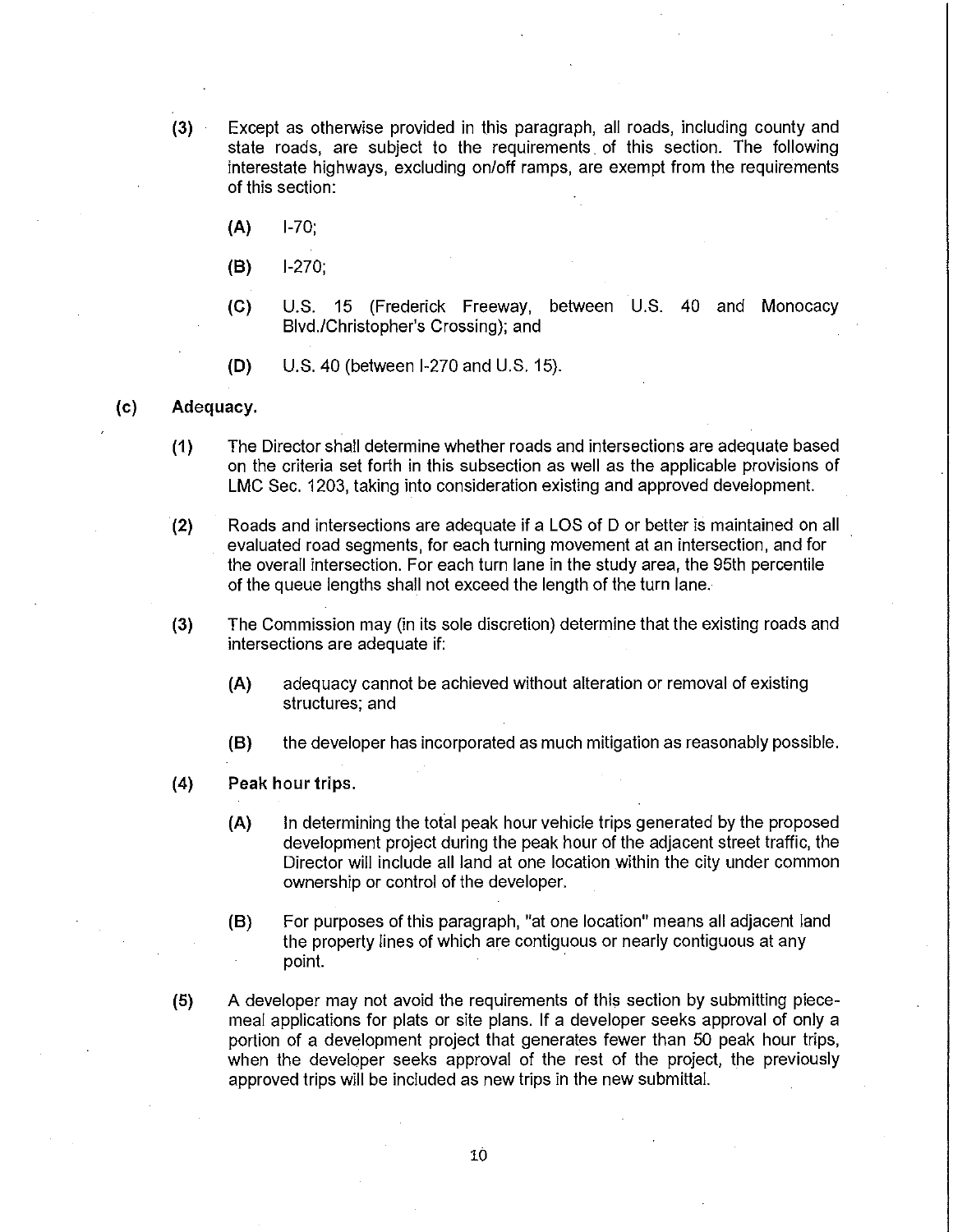(3) Except as otherwise provided in this paragraph, all roads, including county and state roads, are subject to the requirements of this section. The following interestate highways, excluding on/off ramps, are exempt from the requirements of this section:

   (A) I-70;

   (B) I-270;

   (C) U.S. 15 (Frederick Freeway, between U.S. 40 and Monocacy Blvd./Christopher's Crossing); and

   (D) U.S. 40 (between I-270 and U.S. 15).

**(c) Adequacy.**

(1) The Director shall determine whether roads and intersections are adequate based on the criteria set forth in this subsection as well as the applicable provisions of LMC Sec. 1203, taking into consideration existing and approved development.

(2) Roads and intersections are adequate if a LOS of D or better is maintained on all evaluated road segments, for each turning movement at an intersection, and for the overall intersection. For each turn lane in the study area, the 95th percentile of the queue lengths shall not exceed the length of the turn lane.

(3) The Commission may (in its sole discretion) determine that the existing roads and intersections are adequate if:

   (A) adequacy cannot be achieved without alteration or removal of existing structures; and

   (B) the developer has incorporated as much mitigation as reasonably possible.

(4) **Peak hour trips.**

   (A) In determining the total peak hour vehicle trips generated by the proposed development project during the peak hour of the adjacent street traffic, the Director will include all land at one location within the city under common ownership or control of the developer.

   (B) For purposes of this paragraph, "at one location" means all adjacent land the property lines of which are contiguous or nearly contiguous at any point.

(5) A developer may not avoid the requirements of this section by submitting piece-meal applications for plats or site plans. If a developer seeks approval of only a portion of a development project that generates fewer than 50 peak hour trips, when the developer seeks approval of the rest of the project, the previously approved trips will be included as new trips in the new submittal.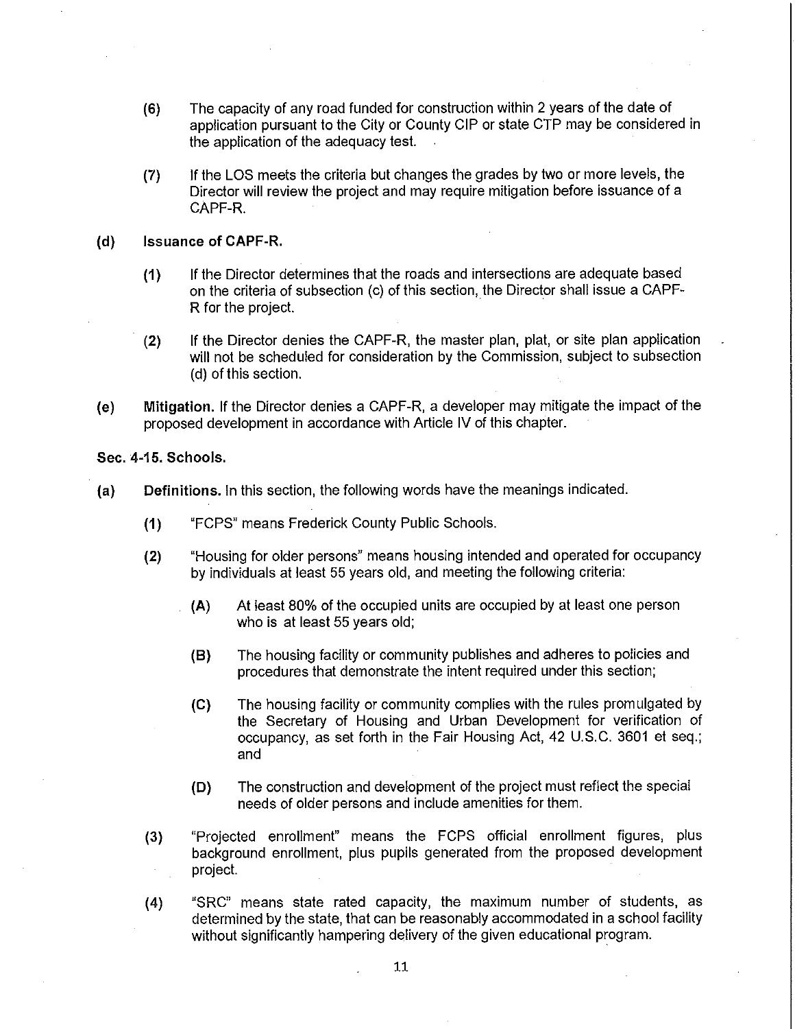(6) The capacity of any road funded for construction within 2 years of the date of application pursuant to the City or County CIP or state CTP may be considered in the application of the adequacy test.

(7) If the LOS meets the criteria but changes the grades by two or more levels, the Director will review the project and may require mitigation before issuance of a CAPF-R.

**(d) Issuance of CAPF-R.**

(1) If the Director determines that the roads and intersections are adequate based on the criteria of subsection (c) of this section, the Director shall issue a CAPF-R for the project.

(2) If the Director denies the CAPF-R, the master plan, plat, or site plan application will not be scheduled for consideration by the Commission, subject to subsection (d) of this section.

**(e) Mitigation.** If the Director denies a CAPF-R, a developer may mitigate the impact of the proposed development in accordance with Article IV of this chapter.

**Sec. 4-15. Schools.**

**(a) Definitions.** In this section, the following words have the meanings indicated.

(1) "FCPS" means Frederick County Public Schools.

(2) "Housing for older persons" means housing intended and operated for occupancy by individuals at least 55 years old, and meeting the following criteria:

(A) At least 80% of the occupied units are occupied by at least one person who is at least 55 years old;

(B) The housing facility or community publishes and adheres to policies and procedures that demonstrate the intent required under this section;

(C) The housing facility or community complies with the rules promulgated by the Secretary of Housing and Urban Development for verification of occupancy, as set forth in the Fair Housing Act, 42 U.S.C. 3601 et seq.; and

(D) The construction and development of the project must reflect the special needs of older persons and include amenities for them.

(3) "Projected enrollment" means the FCPS official enrollment figures, plus background enrollment, plus pupils generated from the proposed development project.

(4) "SRC" means state rated capacity, the maximum number of students, as determined by the state, that can be reasonably accommodated in a school facility without significantly hampering delivery of the given educational program.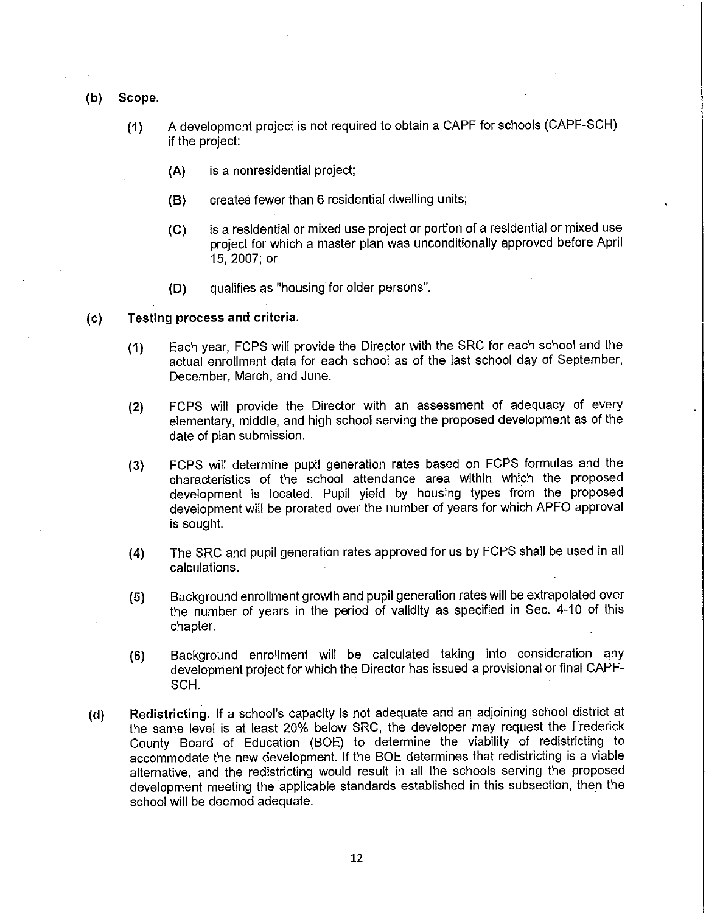**(b) Scope.**

**(1)** A development project is not required to obtain a CAPF for schools (CAPF-SCH) if the project:

**(A)** is a nonresidential project;

**(B)** creates fewer than 6 residential dwelling units;

**(C)** is a residential or mixed use project or portion of a residential or mixed use project for which a master plan was unconditionally approved before April 15, 2007; or

**(D)** qualifies as "housing for older persons".

**(c) Testing process and criteria.**

**(1)** Each year, FCPS will provide the Director with the SRC for each school and the actual enrollment data for each school as of the last school day of September, December, March, and June.

**(2)** FCPS will provide the Director with an assessment of adequacy of every elementary, middle, and high school serving the proposed development as of the date of plan submission.

**(3)** FCPS will determine pupil generation rates based on FCPS formulas and the characteristics of the school attendance area within which the proposed development is located. Pupil yield by housing types from the proposed development will be prorated over the number of years for which APFO approval is sought.

**(4)** The SRC and pupil generation rates approved for us by FCPS shall be used in all calculations.

**(5)** Background enrollment growth and pupil generation rates will be extrapolated over the number of years in the period of validity as specified in Sec. 4-10 of this chapter.

**(6)** Background enrollment will be calculated taking into consideration any development project for which the Director has issued a provisional or final CAPF-SCH.

**(d) Redistricting.** If a school's capacity is not adequate and an adjoining school district at the same level is at least 20% below SRC, the developer may request the Frederick County Board of Education (BOE) to determine the viability of redistricting to accommodate the new development. If the BOE determines that redistricting is a viable alternative, and the redistricting would result in all the schools serving the proposed development meeting the applicable standards established in this subsection, then the school will be deemed adequate.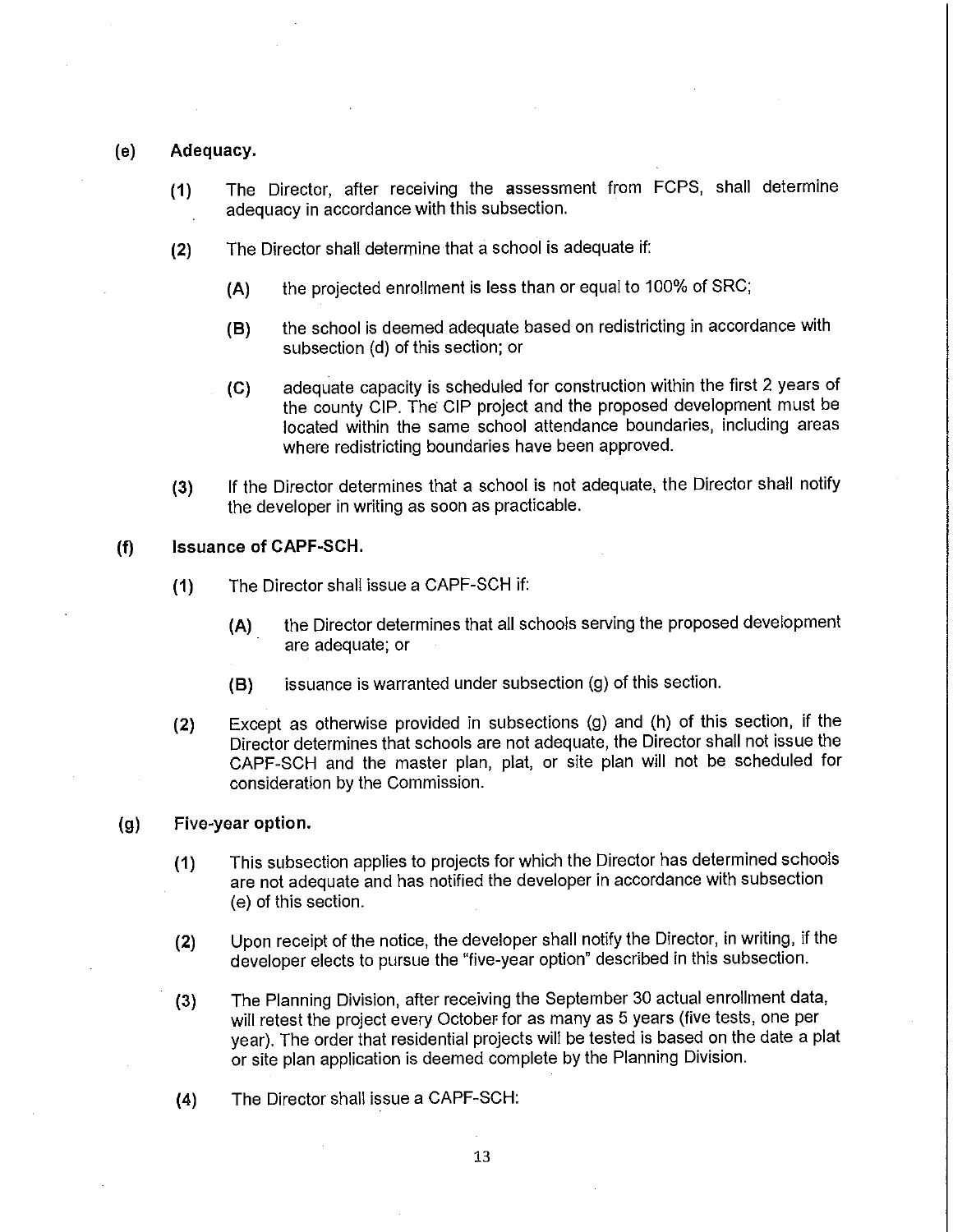**(e) Adequacy.**

**(1)** The Director, after receiving the assessment from FCPS, shall determine adequacy in accordance with this subsection.

**(2)** The Director shall determine that a school is adequate if:

**(A)** the projected enrollment is less than or equal to 100% of SRC;

**(B)** the school is deemed adequate based on redistricting in accordance with subsection (d) of this section; or

**(C)** adequate capacity is scheduled for construction within the first 2 years of the county CIP. The CIP project and the proposed development must be located within the same school attendance boundaries, including areas where redistricting boundaries have been approved.

**(3)** If the Director determines that a school is not adequate, the Director shall notify the developer in writing as soon as practicable.

**(f) Issuance of CAPF-SCH.**

**(1)** The Director shall issue a CAPF-SCH if:

**(A)** the Director determines that all schools serving the proposed development are adequate; or

**(B)** issuance is warranted under subsection (g) of this section.

**(2)** Except as otherwise provided in subsections (g) and (h) of this section, if the Director determines that schools are not adequate, the Director shall not issue the CAPF-SCH and the master plan, plat, or site plan will not be scheduled for consideration by the Commission.

**(g) Five-year option.**

**(1)** This subsection applies to projects for which the Director has determined schools are not adequate and has notified the developer in accordance with subsection (e) of this section.

**(2)** Upon receipt of the notice, the developer shall notify the Director, in writing, if the developer elects to pursue the "five-year option" described in this subsection.

**(3)** The Planning Division, after receiving the September 30 actual enrollment data, will retest the project every October for as many as 5 years (five tests, one per year). The order that residential projects will be tested is based on the date a plat or site plan application is deemed complete by the Planning Division.

**(4)** The Director shall issue a CAPF-SCH: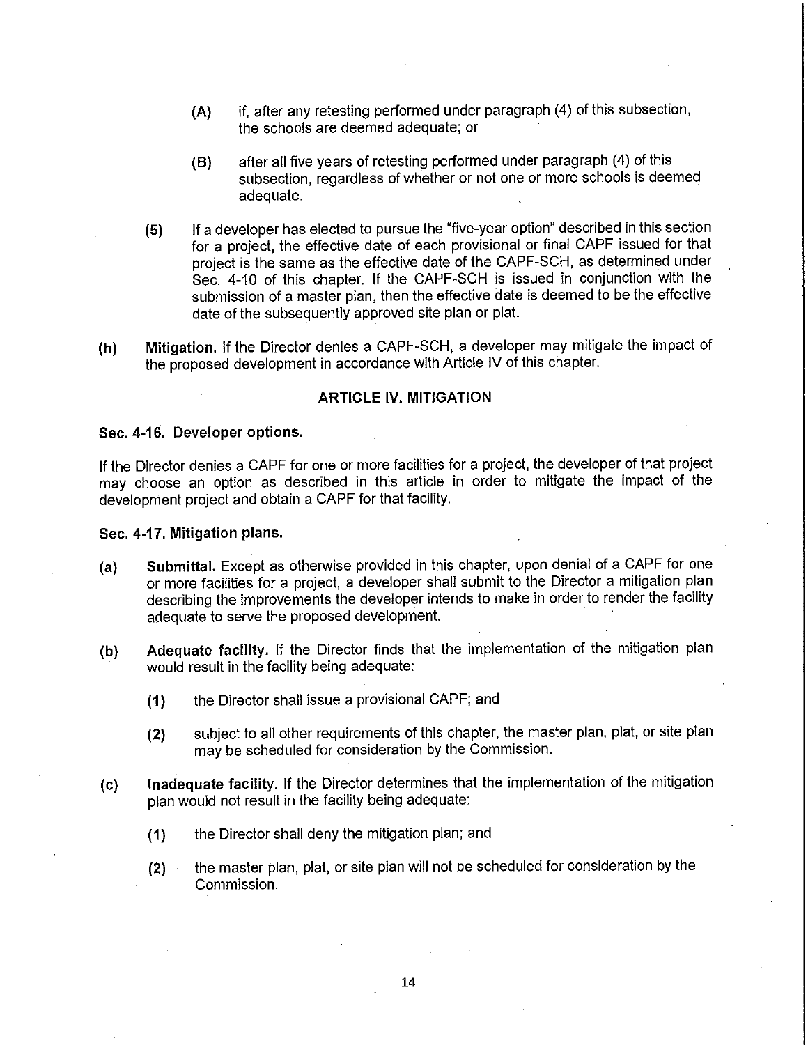(A) if, after any retesting performed under paragraph (4) of this subsection, the schools are deemed adequate; or

(B) after all five years of retesting performed under paragraph (4) of this subsection, regardless of whether or not one or more schools is deemed adequate.

(5) If a developer has elected to pursue the "five-year option" described in this section for a project, the effective date of each provisional or final CAPF issued for that project is the same as the effective date of the CAPF-SCH, as determined under Sec. 4-10 of this chapter. If the CAPF-SCH is issued in conjunction with the submission of a master plan, then the effective date is deemed to be the effective date of the subsequently approved site plan or plat.

(h) **Mitigation.** If the Director denies a CAPF-SCH, a developer may mitigate the impact of the proposed development in accordance with Article IV of this chapter.

## ARTICLE IV. MITIGATION

### Sec. 4-16. Developer options.

If the Director denies a CAPF for one or more facilities for a project, the developer of that project may choose an option as described in this article in order to mitigate the impact of the development project and obtain a CAPF for that facility.

### Sec. 4-17. Mitigation plans.

(a) **Submittal.** Except as otherwise provided in this chapter, upon denial of a CAPF for one or more facilities for a project, a developer shall submit to the Director a mitigation plan describing the improvements the developer intends to make in order to render the facility adequate to serve the proposed development.

(b) **Adequate facility.** If the Director finds that the implementation of the mitigation plan would result in the facility being adequate:

(1) the Director shall issue a provisional CAPF; and

(2) subject to all other requirements of this chapter, the master plan, plat, or site plan may be scheduled for consideration by the Commission.

(c) **Inadequate facility.** If the Director determines that the implementation of the mitigation plan would not result in the facility being adequate:

(1) the Director shall deny the mitigation plan; and

(2) the master plan, plat, or site plan will not be scheduled for consideration by the Commission.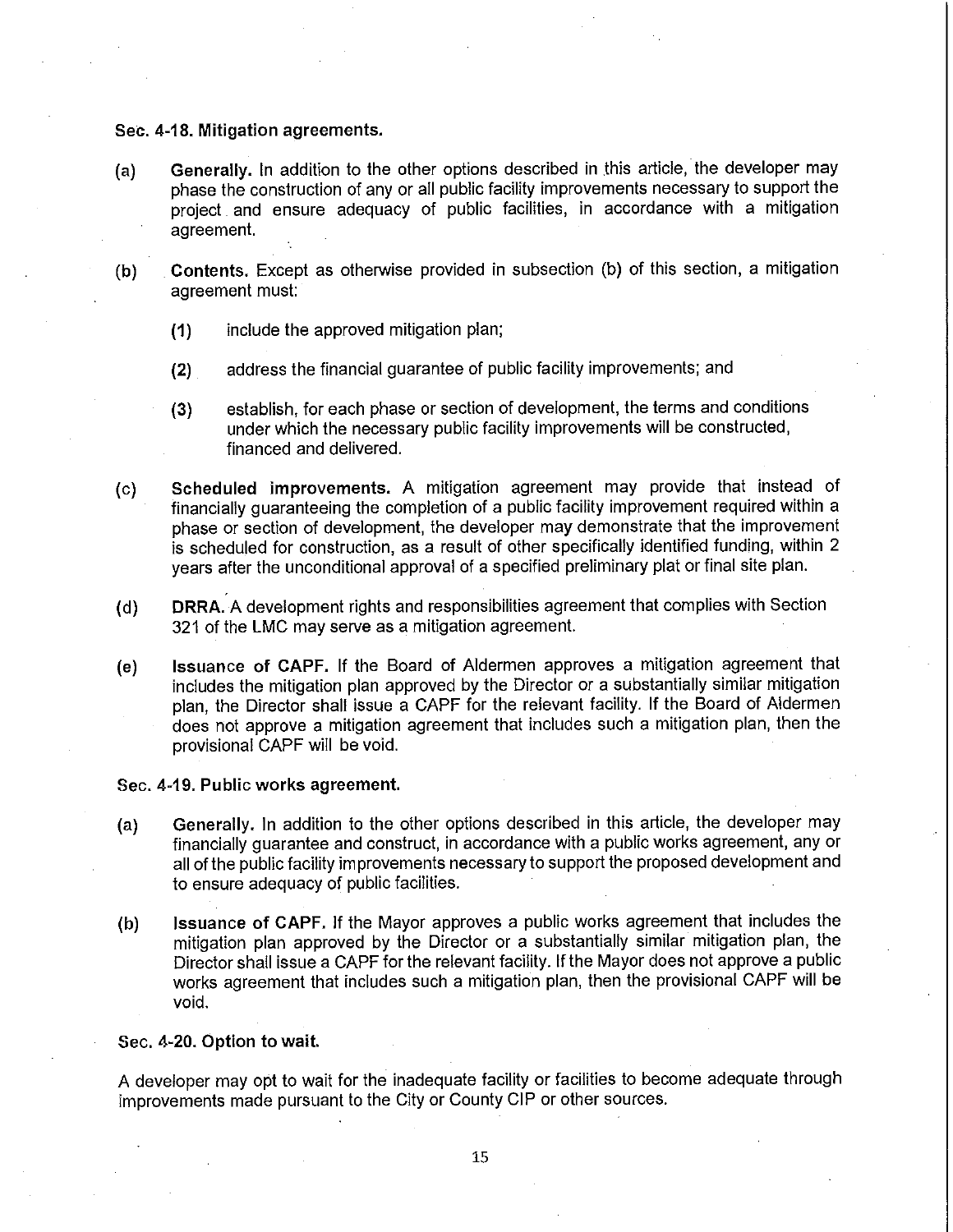### Sec. 4-18. Mitigation agreements.

(a) **Generally.** In addition to the other options described in this article, the developer may phase the construction of any or all public facility improvements necessary to support the project and ensure adequacy of public facilities, in accordance with a mitigation agreement.

(b) **Contents.** Except as otherwise provided in subsection (b) of this section, a mitigation agreement must:

- (1) include the approved mitigation plan;
- (2) address the financial guarantee of public facility improvements; and
- (3) establish, for each phase or section of development, the terms and conditions under which the necessary public facility improvements will be constructed, financed and delivered.

(c) **Scheduled improvements.** A mitigation agreement may provide that instead of financially guaranteeing the completion of a public facility improvement required within a phase or section of development, the developer may demonstrate that the improvement is scheduled for construction, as a result of other specifically identified funding, within 2 years after the unconditional approval of a specified preliminary plat or final site plan.

(d) **DRRA.** A development rights and responsibilities agreement that complies with Section 321 of the LMC may serve as a mitigation agreement.

(e) **Issuance of CAPF.** If the Board of Aldermen approves a mitigation agreement that includes the mitigation plan approved by the Director or a substantially similar mitigation plan, the Director shall issue a CAPF for the relevant facility. If the Board of Aldermen does not approve a mitigation agreement that includes such a mitigation plan, then the provisional CAPF will be void.

### Sec. 4-19. Public works agreement.

(a) **Generally.** In addition to the other options described in this article, the developer may financially guarantee and construct, in accordance with a public works agreement, any or all of the public facility improvements necessary to support the proposed development and to ensure adequacy of public facilities.

(b) **Issuance of CAPF.** If the Mayor approves a public works agreement that includes the mitigation plan approved by the Director or a substantially similar mitigation plan, the Director shall issue a CAPF for the relevant facility. If the Mayor does not approve a public works agreement that includes such a mitigation plan, then the provisional CAPF will be void.

### Sec. 4-20. Option to wait.

A developer may opt to wait for the inadequate facility or facilities to become adequate through improvements made pursuant to the City or County CIP or other sources.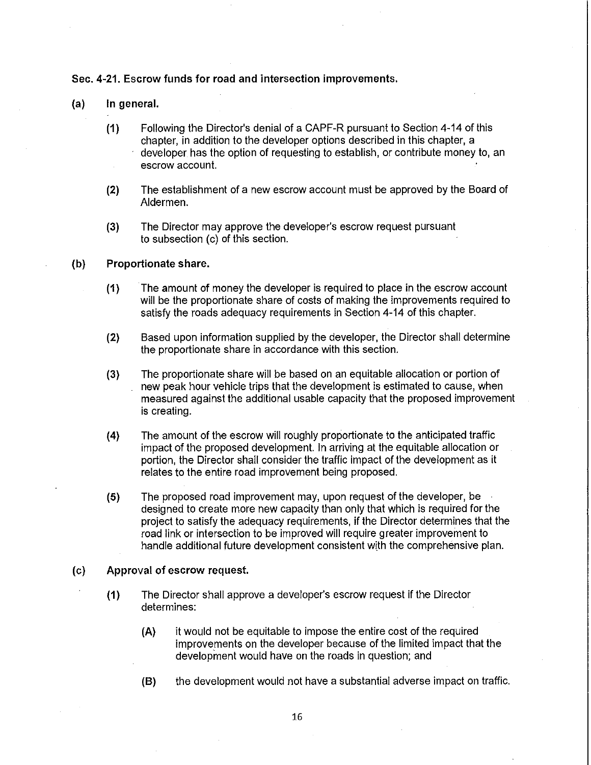**Sec. 4-21. Escrow funds for road and intersection improvements.**

**(a) In general.**

**(1)** Following the Director's denial of a CAPF-R pursuant to Section 4-14 of this chapter, in addition to the developer options described in this chapter, a developer has the option of requesting to establish, or contribute money to, an escrow account.

**(2)** The establishment of a new escrow account must be approved by the Board of Aldermen.

**(3)** The Director may approve the developer's escrow request pursuant to subsection (c) of this section.

**(b) Proportionate share.**

**(1)** The amount of money the developer is required to place in the escrow account will be the proportionate share of costs of making the improvements required to satisfy the roads adequacy requirements in Section 4-14 of this chapter.

**(2)** Based upon information supplied by the developer, the Director shall determine the proportionate share in accordance with this section.

**(3)** The proportionate share will be based on an equitable allocation or portion of new peak hour vehicle trips that the development is estimated to cause, when measured against the additional usable capacity that the proposed improvement is creating.

**(4)** The amount of the escrow will roughly proportionate to the anticipated traffic impact of the proposed development. In arriving at the equitable allocation or portion, the Director shall consider the traffic impact of the development as it relates to the entire road improvement being proposed.

**(5)** The proposed road improvement may, upon request of the developer, be designed to create more new capacity than only that which is required for the project to satisfy the adequacy requirements, if the Director determines that the road link or intersection to be improved will require greater improvement to handle additional future development consistent with the comprehensive plan.

**(c) Approval of escrow request.**

**(1)** The Director shall approve a developer's escrow request if the Director determines:

**(A)** it would not be equitable to impose the entire cost of the required improvements on the developer because of the limited impact that the development would have on the roads in question; and

**(B)** the development would not have a substantial adverse impact on traffic.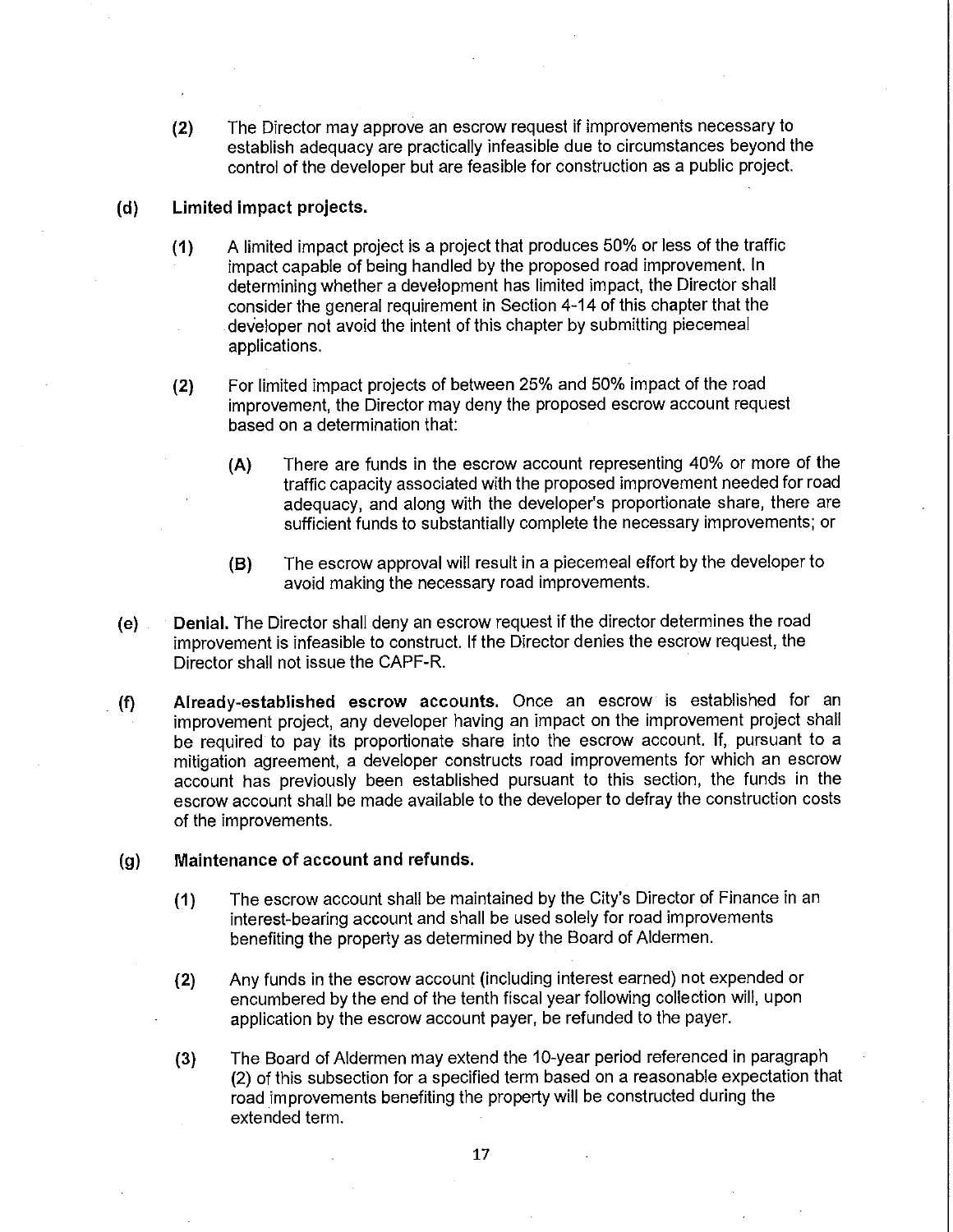(2) The Director may approve an escrow request if improvements necessary to establish adequacy are practically infeasible due to circumstances beyond the control of the developer but are feasible for construction as a public project.

**(d) Limited impact projects.**

(1) A limited impact project is a project that produces 50% or less of the traffic impact capable of being handled by the proposed road improvement. In determining whether a development has limited impact, the Director shall consider the general requirement in Section 4-14 of this chapter that the developer not avoid the intent of this chapter by submitting piecemeal applications.

(2) For limited impact projects of between 25% and 50% impact of the road improvement, the Director may deny the proposed escrow account request based on a determination that:

(A) There are funds in the escrow account representing 40% or more of the traffic capacity associated with the proposed improvement needed for road adequacy, and along with the developer's proportionate share, there are sufficient funds to substantially complete the necessary improvements; or

(B) The escrow approval will result in a piecemeal effort by the developer to avoid making the necessary road improvements.

(e) **Denial.** The Director shall deny an escrow request if the director determines the road improvement is infeasible to construct. If the Director denies the escrow request, the Director shall not issue the CAPF-R.

(f) **Already-established escrow accounts.** Once an escrow is established for an improvement project, any developer having an impact on the improvement project shall be required to pay its proportionate share into the escrow account. If, pursuant to a mitigation agreement, a developer constructs road improvements for which an escrow account has previously been established pursuant to this section, the funds in the escrow account shall be made available to the developer to defray the construction costs of the improvements.

**(g) Maintenance of account and refunds.**

(1) The escrow account shall be maintained by the City's Director of Finance in an interest-bearing account and shall be used solely for road improvements benefiting the property as determined by the Board of Aldermen.

(2) Any funds in the escrow account (including interest earned) not expended or encumbered by the end of the tenth fiscal year following collection will, upon application by the escrow account payer, be refunded to the payer.

(3) The Board of Aldermen may extend the 10-year period referenced in paragraph (2) of this subsection for a specified term based on a reasonable expectation that road improvements benefiting the property will be constructed during the extended term.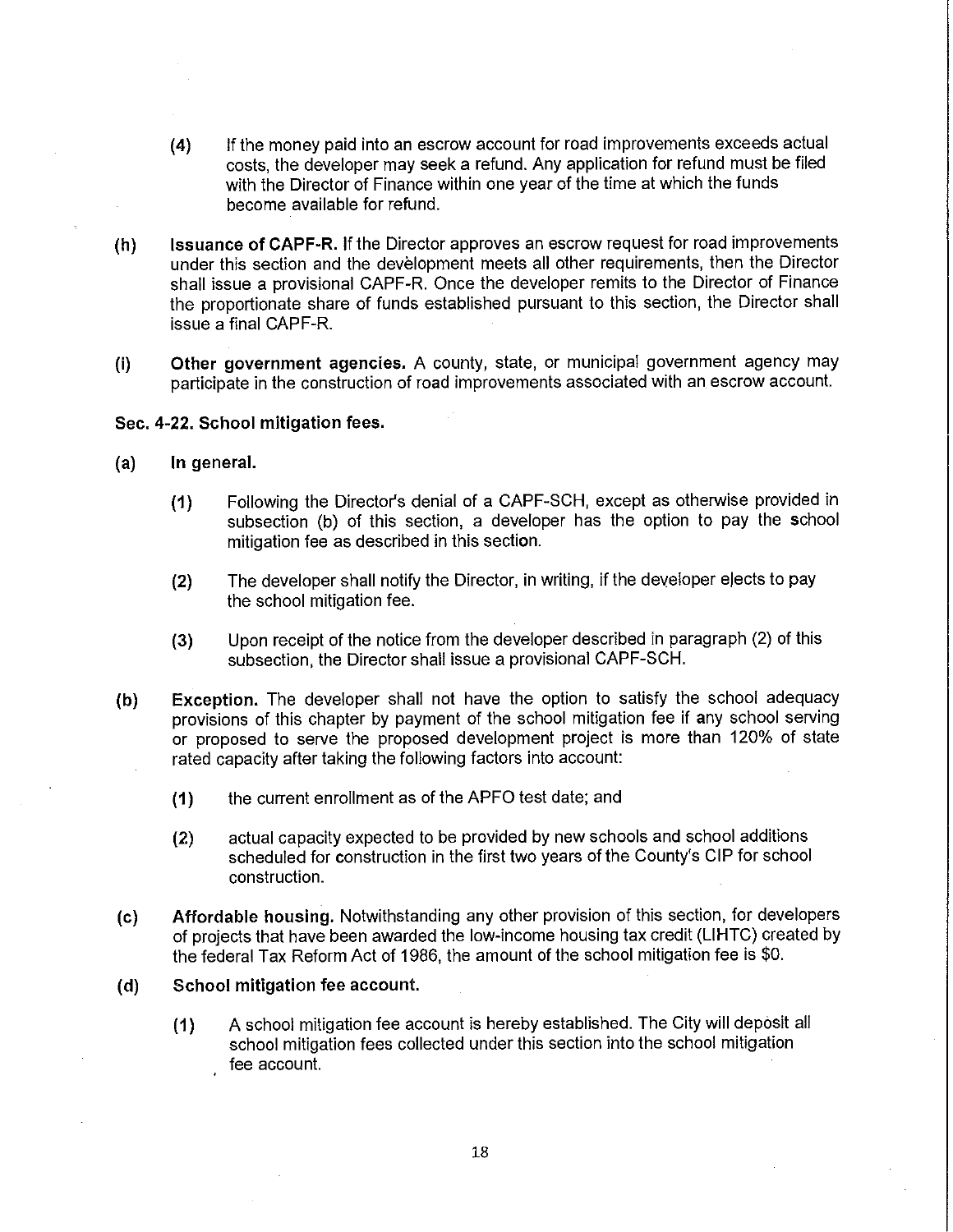(4) If the money paid into an escrow account for road improvements exceeds actual costs, the developer may seek a refund. Any application for refund must be filed with the Director of Finance within one year of the time at which the funds become available for refund.

**(h) Issuance of CAPF-R.** If the Director approves an escrow request for road improvements under this section and the development meets all other requirements, then the Director shall issue a provisional CAPF-R. Once the developer remits to the Director of Finance the proportionate share of funds established pursuant to this section, the Director shall issue a final CAPF-R.

**(i) Other government agencies.** A county, state, or municipal government agency may participate in the construction of road improvements associated with an escrow account.

**Sec. 4-22. School mitigation fees.**

**(a) In general.**

(1) Following the Director's denial of a CAPF-SCH, except as otherwise provided in subsection (b) of this section, a developer has the option to pay the school mitigation fee as described in this section.

(2) The developer shall notify the Director, in writing, if the developer elects to pay the school mitigation fee.

(3) Upon receipt of the notice from the developer described in paragraph (2) of this subsection, the Director shall issue a provisional CAPF-SCH.

**(b) Exception.** The developer shall not have the option to satisfy the school adequacy provisions of this chapter by payment of the school mitigation fee if any school serving or proposed to serve the proposed development project is more than 120% of state rated capacity after taking the following factors into account:

(1) the current enrollment as of the APFO test date; and

(2) actual capacity expected to be provided by new schools and school additions scheduled for construction in the first two years of the County's CIP for school construction.

**(c) Affordable housing.** Notwithstanding any other provision of this section, for developers of projects that have been awarded the low-income housing tax credit (LIHTC) created by the federal Tax Reform Act of 1986, the amount of the school mitigation fee is $0.

**(d) School mitigation fee account.**

(1) A school mitigation fee account is hereby established. The City will deposit all school mitigation fees collected under this section into the school mitigation fee account.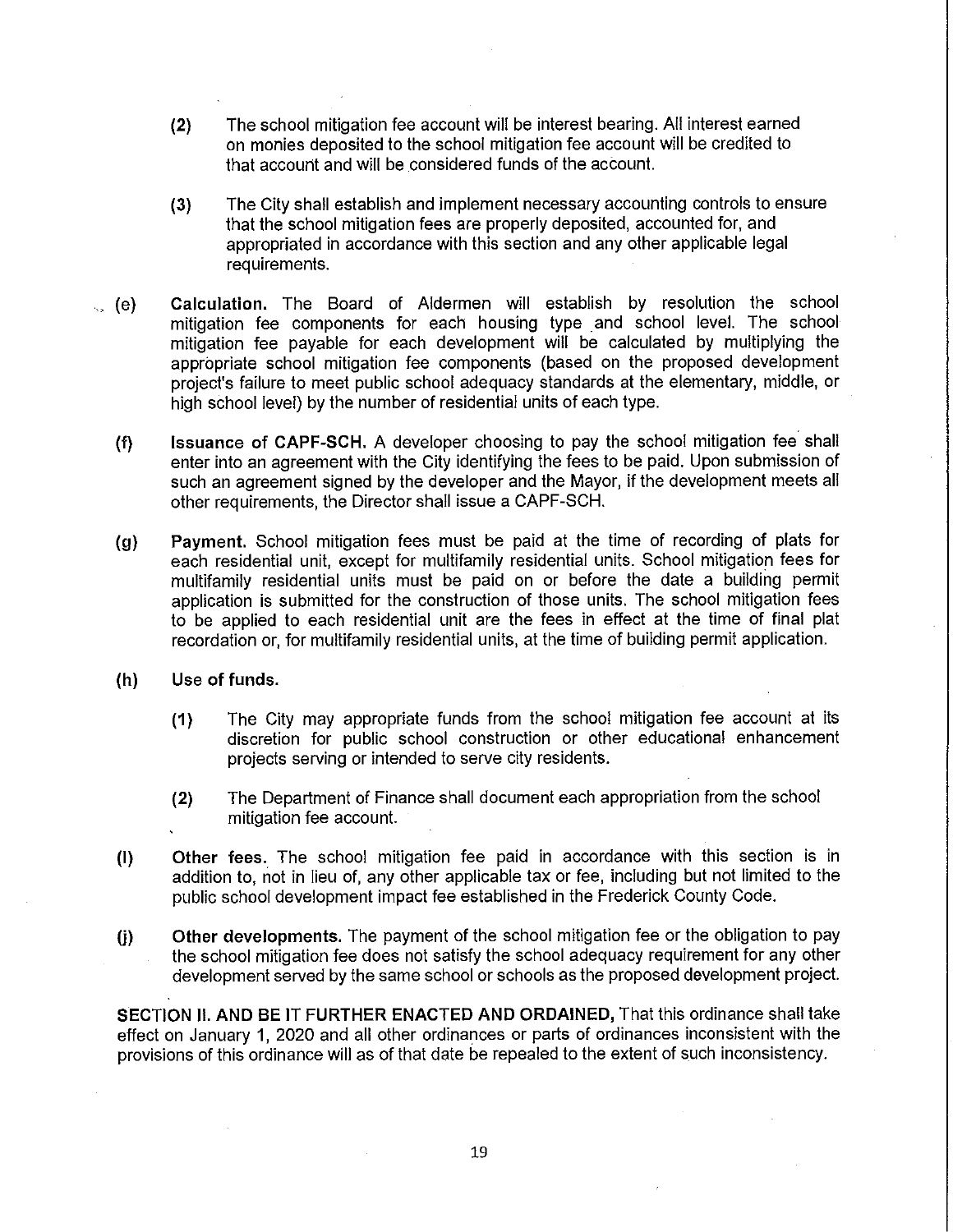(2) The school mitigation fee account will be interest bearing. All interest earned on monies deposited to the school mitigation fee account will be credited to that account and will be considered funds of the account.

(3) The City shall establish and implement necessary accounting controls to ensure that the school mitigation fees are properly deposited, accounted for, and appropriated in accordance with this section and any other applicable legal requirements.

(e) **Calculation.** The Board of Aldermen will establish by resolution the school mitigation fee components for each housing type and school level. The school mitigation fee payable for each development will be calculated by multiplying the appropriate school mitigation fee components (based on the proposed development project's failure to meet public school adequacy standards at the elementary, middle, or high school level) by the number of residential units of each type.

(f) **Issuance of CAPF-SCH.** A developer choosing to pay the school mitigation fee shall enter into an agreement with the City identifying the fees to be paid. Upon submission of such an agreement signed by the developer and the Mayor, if the development meets all other requirements, the Director shall issue a CAPF-SCH.

(g) **Payment.** School mitigation fees must be paid at the time of recording of plats for each residential unit, except for multifamily residential units. School mitigation fees for multifamily residential units must be paid on or before the date a building permit application is submitted for the construction of those units. The school mitigation fees to be applied to each residential unit are the fees in effect at the time of final plat recordation or, for multifamily residential units, at the time of building permit application.

(h) **Use of funds.**

(1) The City may appropriate funds from the school mitigation fee account at its discretion for public school construction or other educational enhancement projects serving or intended to serve city residents.

(2) The Department of Finance shall document each appropriation from the school mitigation fee account.

(i) **Other fees.** The school mitigation fee paid in accordance with this section is in addition to, not in lieu of, any other applicable tax or fee, including but not limited to the public school development impact fee established in the Frederick County Code.

(j) **Other developments.** The payment of the school mitigation fee or the obligation to pay the school mitigation fee does not satisfy the school adequacy requirement for any other development served by the same school or schools as the proposed development project.

**SECTION II. AND BE IT FURTHER ENACTED AND ORDAINED,** That this ordinance shall take effect on January 1, 2020 and all other ordinances or parts of ordinances inconsistent with the provisions of this ordinance will as of that date be repealed to the extent of such inconsistency.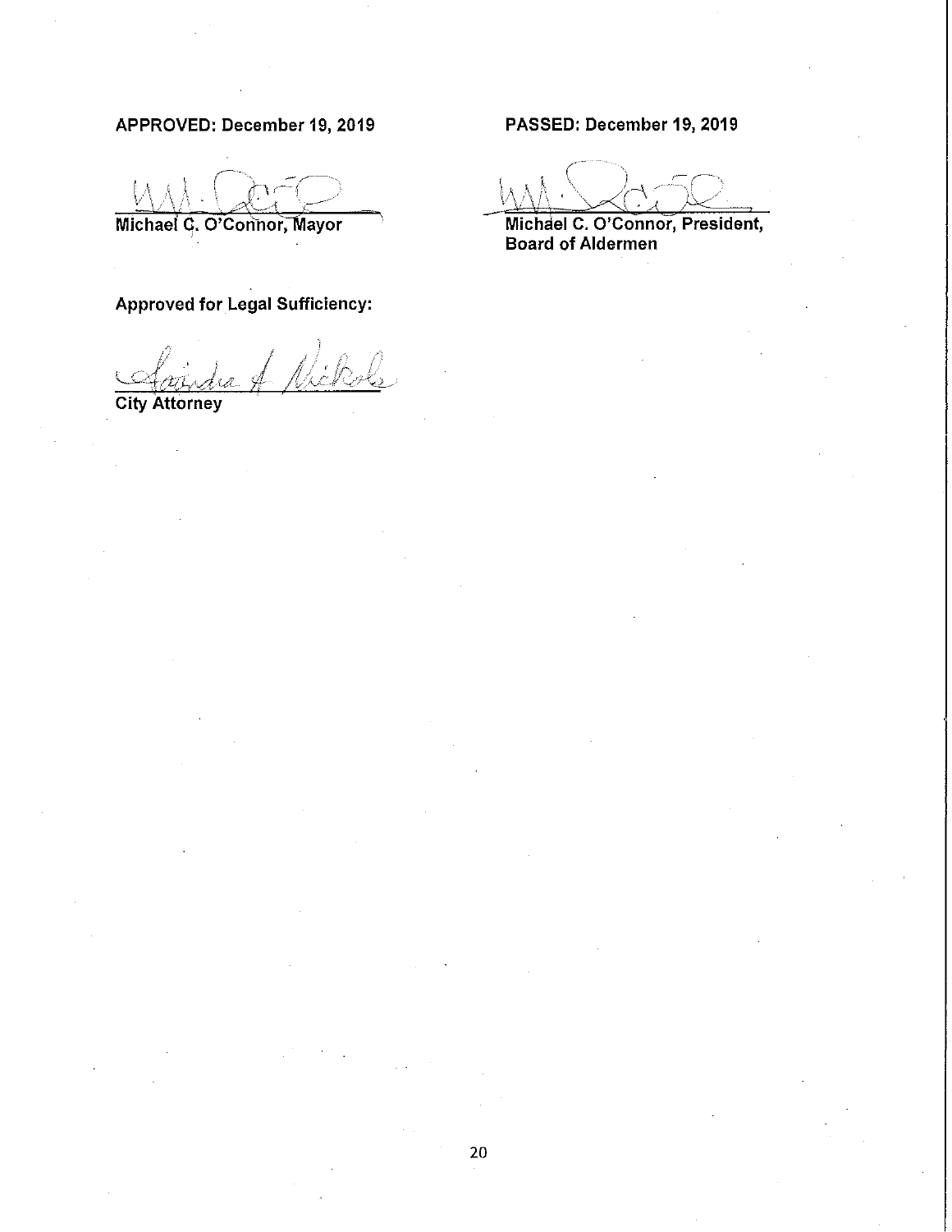**APPROVED: December 19, 2019**

Michael C. O'Connor, Mayor

**PASSED: December 19, 2019**

Michael C. O'Connor, President,
Board of Aldermen

**Approved for Legal Sufficiency:**

City Attorney